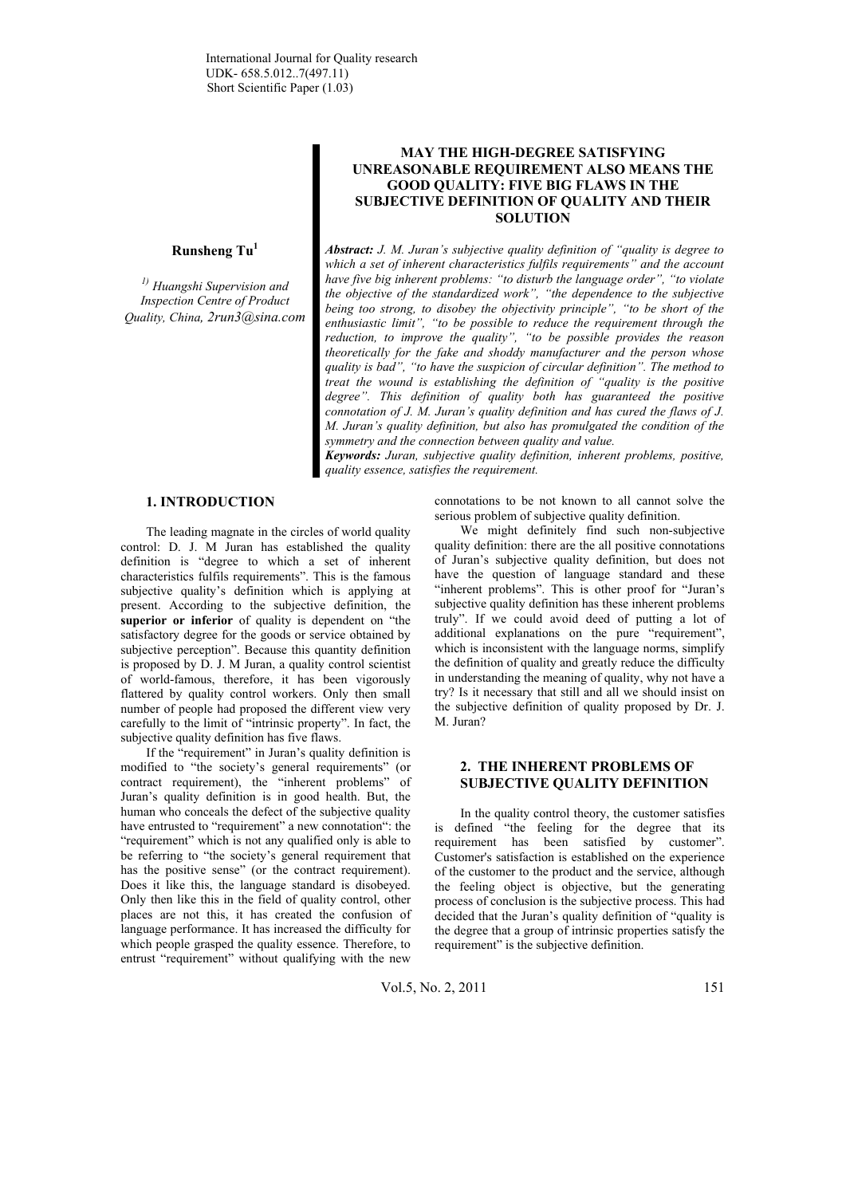International Journal for Quality research
UDK- 658.5.012..7(497.11)
Short Scientific Paper (1.03)

# MAY THE HIGH-DEGREE SATISFYING UNREASONABLE REQUIREMENT ALSO MEANS THE GOOD QUALITY: FIVE BIG FLAWS IN THE SUBJECTIVE DEFINITION OF QUALITY AND THEIR SOLUTION

**Runsheng Tu[1]**

*[1] Huangshi Supervision and Inspection Centre of Product Quality, China, 2run3@sina.com*

***Abstract:*** *J. M. Juran's subjective quality definition of "quality is degree to which a set of inherent characteristics fulfils requirements" and the account have five big inherent problems: "to disturb the language order", "to violate the objective of the standardized work", "the dependence to the subjective being too strong, to disobey the objectivity principle", "to be short of the enthusiastic limit", "to be possible to reduce the requirement through the reduction, to improve the quality", "to be possible provides the reason theoretically for the fake and shoddy manufacturer and the person whose quality is bad", "to have the suspicion of circular definition". The method to treat the wound is establishing the definition of "quality is the positive degree". This definition of quality both has guaranteed the positive connotation of J. M. Juran's quality definition and has cured the flaws of J. M. Juran's quality definition, but also has promulgated the condition of the symmetry and the connection between quality and value.*

***Keywords:*** *Juran, subjective quality definition, inherent problems, positive, quality essence, satisfies the requirement.*

## 1. INTRODUCTION

The leading magnate in the circles of world quality control: D. J. M Juran has established the quality definition is "degree to which a set of inherent characteristics fulfils requirements". This is the famous subjective quality's definition which is applying at present. According to the subjective definition, the **superior or inferior** of quality is dependent on "the satisfactory degree for the goods or service obtained by subjective perception". Because this quantity definition is proposed by D. J. M Juran, a quality control scientist of world-famous, therefore, it has been vigorously flattered by quality control workers. Only then small number of people had proposed the different view very carefully to the limit of "intrinsic property". In fact, the subjective quality definition has five flaws.

If the "requirement" in Juran's quality definition is modified to "the society's general requirements" (or contract requirement), the "inherent problems" of Juran's quality definition is in good health. But, the human who conceals the defect of the subjective quality have entrusted to "requirement" a new connotation": the "requirement" which is not any qualified only is able to be referring to "the society's general requirement that has the positive sense" (or the contract requirement). Does it like this, the language standard is disobeyed. Only then like this in the field of quality control, other places are not this, it has created the confusion of language performance. It has increased the difficulty for which people grasped the quality essence. Therefore, to entrust "requirement" without qualifying with the new connotations to be not known to all cannot solve the serious problem of subjective quality definition.

We might definitely find such non-subjective quality definition: there are the all positive connotations of Juran's subjective quality definition, but does not have the question of language standard and these "inherent problems". This is other proof for "Juran's subjective quality definition has these inherent problems truly". If we could avoid deed of putting a lot of additional explanations on the pure "requirement", which is inconsistent with the language norms, simplify the definition of quality and greatly reduce the difficulty in understanding the meaning of quality, why not have a try? Is it necessary that still and all we should insist on the subjective definition of quality proposed by Dr. J. M. Juran?

## 2. THE INHERENT PROBLEMS OF SUBJECTIVE QUALITY DEFINITION

In the quality control theory, the customer satisfies is defined "the feeling for the degree that its requirement has been satisfied by customer". Customer's satisfaction is established on the experience of the customer to the product and the service, although the feeling object is objective, but the generating process of conclusion is the subjective process. This had decided that the Juran's quality definition of "quality is the degree that a group of intrinsic properties satisfy the requirement" is the subjective definition.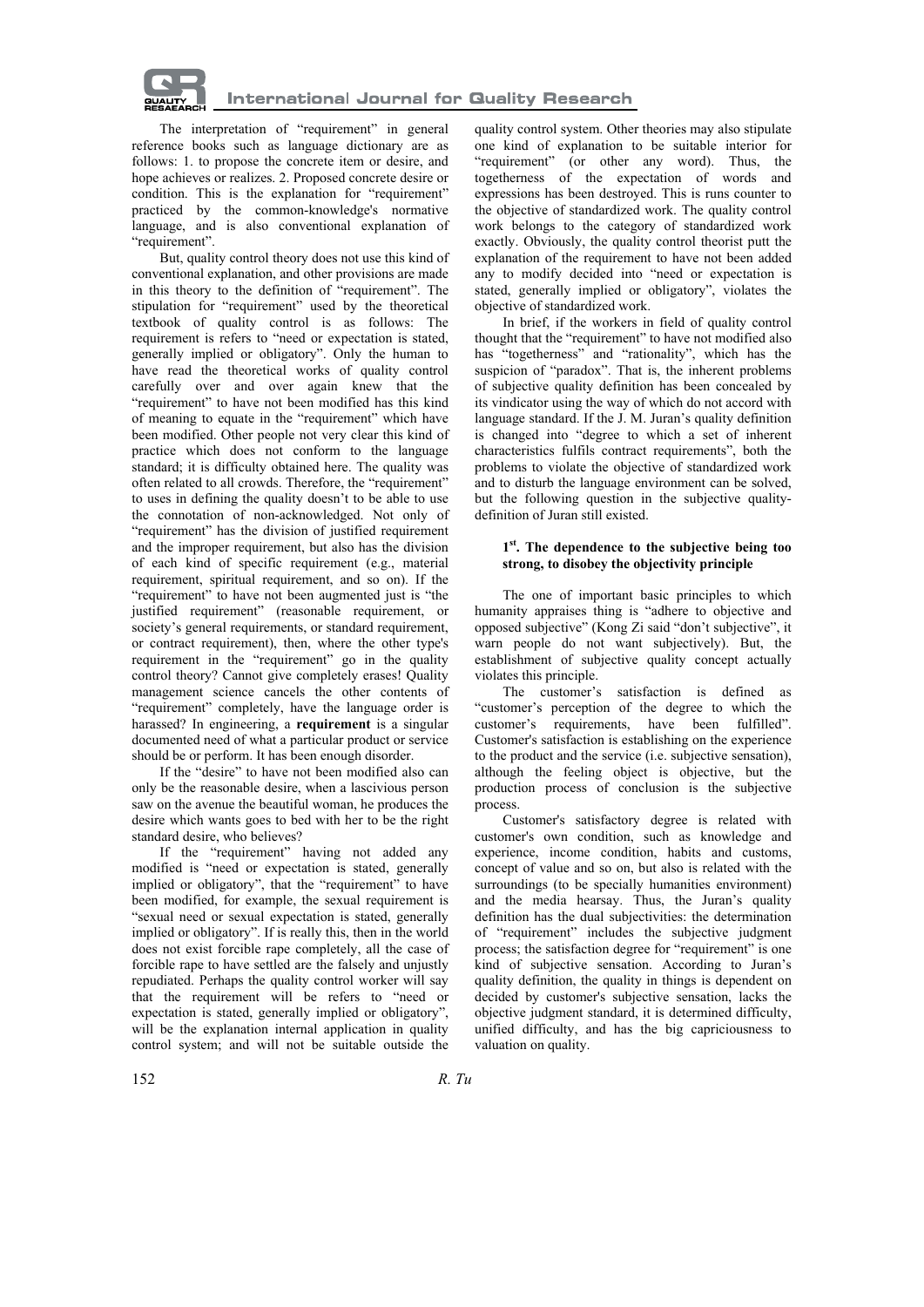The interpretation of "requirement" in general reference books such as language dictionary are as follows: 1. to propose the concrete item or desire, and hope achieves or realizes. 2. Proposed concrete desire or condition. This is the explanation for "requirement" practiced by the common-knowledge's normative language, and is also conventional explanation of "requirement".

But, quality control theory does not use this kind of conventional explanation, and other provisions are made in this theory to the definition of "requirement". The stipulation for "requirement" used by the theoretical textbook of quality control is as follows: The requirement is refers to "need or expectation is stated, generally implied or obligatory". Only the human to have read the theoretical works of quality control carefully over and over again knew that the "requirement" to have not been modified has this kind of meaning to equate in the "requirement" which have been modified. Other people not very clear this kind of practice which does not conform to the language standard; it is difficulty obtained here. The quality was often related to all crowds. Therefore, the "requirement" to uses in defining the quality doesn't to be able to use the connotation of non-acknowledged. Not only of "requirement" has the division of justified requirement and the improper requirement, but also has the division of each kind of specific requirement (e.g., material requirement, spiritual requirement, and so on). If the "requirement" to have not been augmented just is "the justified requirement" (reasonable requirement, or society's general requirements, or standard requirement, or contract requirement), then, where the other type's requirement in the "requirement" go in the quality control theory? Cannot give completely erases! Quality management science cancels the other contents of "requirement" completely, have the language order is harassed? In engineering, a **requirement** is a singular documented need of what a particular product or service should be or perform. It has been enough disorder.

If the "desire" to have not been modified also can only be the reasonable desire, when a lascivious person saw on the avenue the beautiful woman, he produces the desire which wants goes to bed with her to be the right standard desire, who believes?

If the "requirement" having not added any modified is "need or expectation is stated, generally implied or obligatory", that the "requirement" to have been modified, for example, the sexual requirement is "sexual need or sexual expectation is stated, generally implied or obligatory". If is really this, then in the world does not exist forcible rape completely, all the case of forcible rape to have settled are the falsely and unjustly repudiated. Perhaps the quality control worker will say that the requirement will be refers to "need or expectation is stated, generally implied or obligatory", will be the explanation internal application in quality control system; and will not be suitable outside the quality control system. Other theories may also stipulate one kind of explanation to be suitable interior for "requirement" (or other any word). Thus, the togetherness of the expectation of words and expressions has been destroyed. This is runs counter to the objective of standardized work. The quality control work belongs to the category of standardized work exactly. Obviously, the quality control theorist putt the explanation of the requirement to have not been added any to modify decided into "need or expectation is stated, generally implied or obligatory", violates the objective of standardized work.

In brief, if the workers in field of quality control thought that the "requirement" to have not modified also has "togetherness" and "rationality", which has the suspicion of "paradox". That is, the inherent problems of subjective quality definition has been concealed by its vindicator using the way of which do not accord with language standard. If the J. M. Juran's quality definition is changed into "degree to which a set of inherent characteristics fulfils contract requirements", both the problems to violate the objective of standardized work and to disturb the language environment can be solved, but the following question in the subjective quality-definition of Juran still existed.

#### 1st. The dependence to the subjective being too strong, to disobey the objectivity principle

The one of important basic principles to which humanity appraises thing is "adhere to objective and opposed subjective" (Kong Zi said "don't subjective", it warn people do not want subjectively). But, the establishment of subjective quality concept actually violates this principle.

The customer's satisfaction is defined as "customer's perception of the degree to which the customer's requirements, have been fulfilled". Customer's satisfaction is establishing on the experience to the product and the service (i.e. subjective sensation), although the feeling object is objective, but the production process of conclusion is the subjective process.

Customer's satisfactory degree is related with customer's own condition, such as knowledge and experience, income condition, habits and customs, concept of value and so on, but also is related with the surroundings (to be specially humanities environment) and the media hearsay. Thus, the Juran's quality definition has the dual subjectivities: the determination of "requirement" includes the subjective judgment process; the satisfaction degree for "requirement" is one kind of subjective sensation. According to Juran's quality definition, the quality in things is dependent on decided by customer's subjective sensation, lacks the objective judgment standard, it is determined difficulty, unified difficulty, and has the big capriciousness to valuation on quality.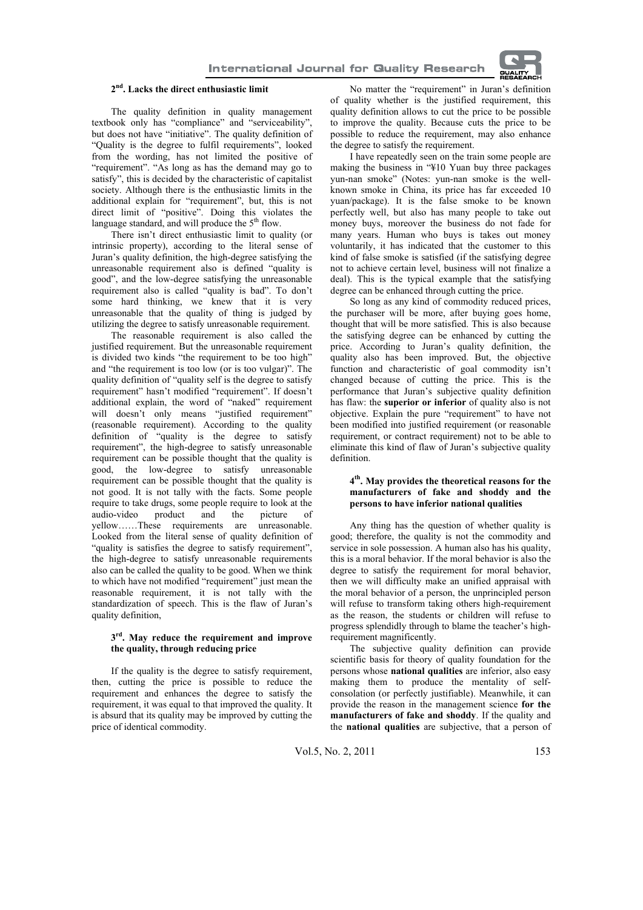### 2nd. Lacks the direct enthusiastic limit

The quality definition in quality management textbook only has "compliance" and "serviceability", but does not have "initiative". The quality definition of "Quality is the degree to fulfil requirements", looked from the wording, has not limited the positive of "requirement". "As long as has the demand may go to satisfy", this is decided by the characteristic of capitalist society. Although there is the enthusiastic limits in the additional explain for "requirement", but, this is not direct limit of "positive". Doing this violates the language standard, and will produce the 5th flow.

There isn't direct enthusiastic limit to quality (or intrinsic property), according to the literal sense of Juran's quality definition, the high-degree satisfying the unreasonable requirement also is defined "quality is good", and the low-degree satisfying the unreasonable requirement also is called "quality is bad". To don't some hard thinking, we knew that it is very unreasonable that the quality of thing is judged by utilizing the degree to satisfy unreasonable requirement.

The reasonable requirement is also called the justified requirement. But the unreasonable requirement is divided two kinds "the requirement to be too high" and "the requirement is too low (or is too vulgar)". The quality definition of "quality self is the degree to satisfy requirement" hasn't modified "requirement". If doesn't additional explain, the word of "naked" requirement will doesn't only means "justified requirement" (reasonable requirement). According to the quality definition of "quality is the degree to satisfy requirement", the high-degree to satisfy unreasonable requirement can be possible thought that the quality is good, the low-degree to satisfy unreasonable requirement can be possible thought that the quality is not good. It is not tally with the facts. Some people require to take drugs, some people require to look at the audio-video product and the picture of yellow……These requirements are unreasonable. Looked from the literal sense of quality definition of "quality is satisfies the degree to satisfy requirement", the high-degree to satisfy unreasonable requirements also can be called the quality to be good. When we think to which have not modified "requirement" just mean the reasonable requirement, it is not tally with the standardization of speech. This is the flaw of Juran's quality definition,

### 3rd. May reduce the requirement and improve the quality, through reducing price

If the quality is the degree to satisfy requirement, then, cutting the price is possible to reduce the requirement and enhances the degree to satisfy the requirement, it was equal to that improved the quality. It is absurd that its quality may be improved by cutting the price of identical commodity.

No matter the "requirement" in Juran's definition of quality whether is the justified requirement, this quality definition allows to cut the price to be possible to improve the quality. Because cuts the price to be possible to reduce the requirement, may also enhance the degree to satisfy the requirement.

I have repeatedly seen on the train some people are making the business in "¥10 Yuan buy three packages yun-nan smoke" (Notes: yun-nan smoke is the well-known smoke in China, its price has far exceeded 10 yuan/package). It is the false smoke to be known perfectly well, but also has many people to take out money buys, moreover the business do not fade for many years. Human who buys is takes out money voluntarily, it has indicated that the customer to this kind of false smoke is satisfied (if the satisfying degree not to achieve certain level, business will not finalize a deal). This is the typical example that the satisfying degree can be enhanced through cutting the price.

So long as any kind of commodity reduced prices, the purchaser will be more, after buying goes home, thought that will be more satisfied. This is also because the satisfying degree can be enhanced by cutting the price. According to Juran's quality definition, the quality also has been improved. But, the objective function and characteristic of goal commodity isn't changed because of cutting the price. This is the performance that Juran's subjective quality definition has flaw: the **superior or inferior** of quality also is not objective. Explain the pure "requirement" to have not been modified into justified requirement (or reasonable requirement, or contract requirement) not to be able to eliminate this kind of flaw of Juran's subjective quality definition.

### 4th. May provides the theoretical reasons for the manufacturers of fake and shoddy and the persons to have inferior national qualities

Any thing has the question of whether quality is good; therefore, the quality is not the commodity and service in sole possession. A human also has his quality, this is a moral behavior. If the moral behavior is also the degree to satisfy the requirement for moral behavior, then we will difficulty make an unified appraisal with the moral behavior of a person, the unprincipled person will refuse to transform taking others high-requirement as the reason, the students or children will refuse to progress splendidly through to blame the teacher's high-requirement magnificently.

The subjective quality definition can provide scientific basis for theory of quality foundation for the persons whose **national qualities** are inferior, also easy making them to produce the mentality of self-consolation (or perfectly justifiable). Meanwhile, it can provide the reason in the management science **for the manufacturers of fake and shoddy**. If the quality and the **national qualities** are subjective, that a person of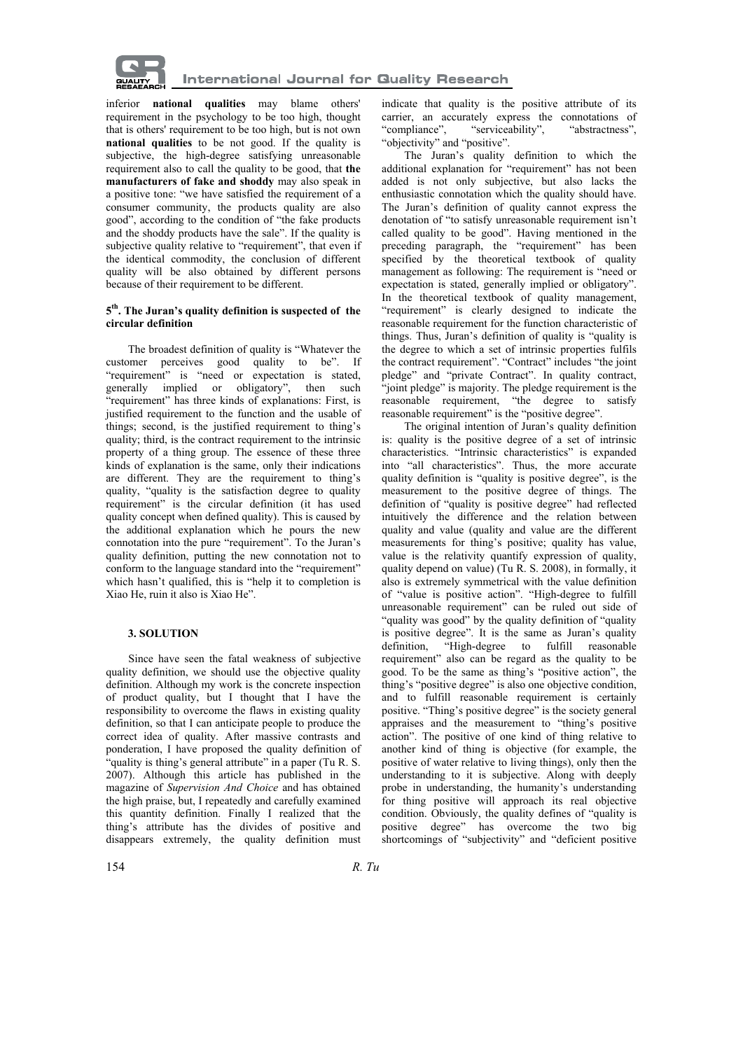inferior **national qualities** may blame others' requirement in the psychology to be too high, thought that is others' requirement to be too high, but is not own **national qualities** to be not good. If the quality is subjective, the high-degree satisfying unreasonable requirement also to call the quality to be good, that **the manufacturers of fake and shoddy** may also speak in a positive tone: "we have satisfied the requirement of a consumer community, the products quality are also good", according to the condition of "the fake products and the shoddy products have the sale". If the quality is subjective quality relative to "requirement", that even if the identical commodity, the conclusion of different quality will be also obtained by different persons because of their requirement to be different.

#### 5th. The Juran's quality definition is suspected of the circular definition

The broadest definition of quality is "Whatever the customer perceives good quality to be". If "requirement" is "need or expectation is stated, generally implied or obligatory", then such "requirement" has three kinds of explanations: First, is justified requirement to the function and the usable of things; second, is the justified requirement to thing's quality; third, is the contract requirement to the intrinsic property of a thing group. The essence of these three kinds of explanation is the same, only their indications are different. They are the requirement to thing's quality, "quality is the satisfaction degree to quality requirement" is the circular definition (it has used quality concept when defined quality). This is caused by the additional explanation which he pours the new connotation into the pure "requirement". To the Juran's quality definition, putting the new connotation not to conform to the language standard into the "requirement" which hasn't qualified, this is "help it to completion is Xiao He, ruin it also is Xiao He".

## 3. SOLUTION

Since have seen the fatal weakness of subjective quality definition, we should use the objective quality definition. Although my work is the concrete inspection of product quality, but I thought that I have the responsibility to overcome the flaws in existing quality definition, so that I can anticipate people to produce the correct idea of quality. After massive contrasts and ponderation, I have proposed the quality definition of "quality is thing's general attribute" in a paper (Tu R. S. 2007). Although this article has published in the magazine of *Supervision And Choice* and has obtained the high praise, but, I repeatedly and carefully examined this quantity definition. Finally I realized that the thing's attribute has the divides of positive and disappears extremely, the quality definition must indicate that quality is the positive attribute of its carrier, an accurately express the connotations of "compliance", "serviceability", "abstractness", "objectivity" and "positive".

The Juran's quality definition to which the additional explanation for "requirement" has not been added is not only subjective, but also lacks the enthusiastic connotation which the quality should have. The Juran's definition of quality cannot express the denotation of "to satisfy unreasonable requirement isn't called quality to be good". Having mentioned in the preceding paragraph, the "requirement" has been specified by the theoretical textbook of quality management as following: The requirement is "need or expectation is stated, generally implied or obligatory". In the theoretical textbook of quality management, "requirement" is clearly designed to indicate the reasonable requirement for the function characteristic of things. Thus, Juran's definition of quality is "quality is the degree to which a set of intrinsic properties fulfils the contract requirement". "Contract" includes "the joint pledge" and "private Contract". In quality contract, "joint pledge" is majority. The pledge requirement is the reasonable requirement, "the degree to satisfy reasonable requirement" is the "positive degree".

The original intention of Juran's quality definition is: quality is the positive degree of a set of intrinsic characteristics. "Intrinsic characteristics" is expanded into "all characteristics". Thus, the more accurate quality definition is "quality is positive degree", is the measurement to the positive degree of things. The definition of "quality is positive degree" had reflected intuitively the difference and the relation between quality and value (quality and value are the different measurements for thing's positive; quality has value, value is the relativity quantify expression of quality, quality depend on value) (Tu R. S. 2008), in formally, it also is extremely symmetrical with the value definition of "value is positive action". "High-degree to fulfill unreasonable requirement" can be ruled out side of "quality was good" by the quality definition of "quality is positive degree". It is the same as Juran's quality definition, "High-degree to fulfill reasonable requirement" also can be regard as the quality to be good. To be the same as thing's "positive action", the thing's "positive degree" is also one objective condition, and to fulfill reasonable requirement is certainly positive. "Thing's positive degree" is the society general appraises and the measurement to "thing's positive action". The positive of one kind of thing relative to another kind of thing is objective (for example, the positive of water relative to living things), only then the understanding to it is subjective. Along with deeply probe in understanding, the humanity's understanding for thing positive will approach its real objective condition. Obviously, the quality defines of "quality is positive degree" has overcome the two big shortcomings of "subjectivity" and "deficient positive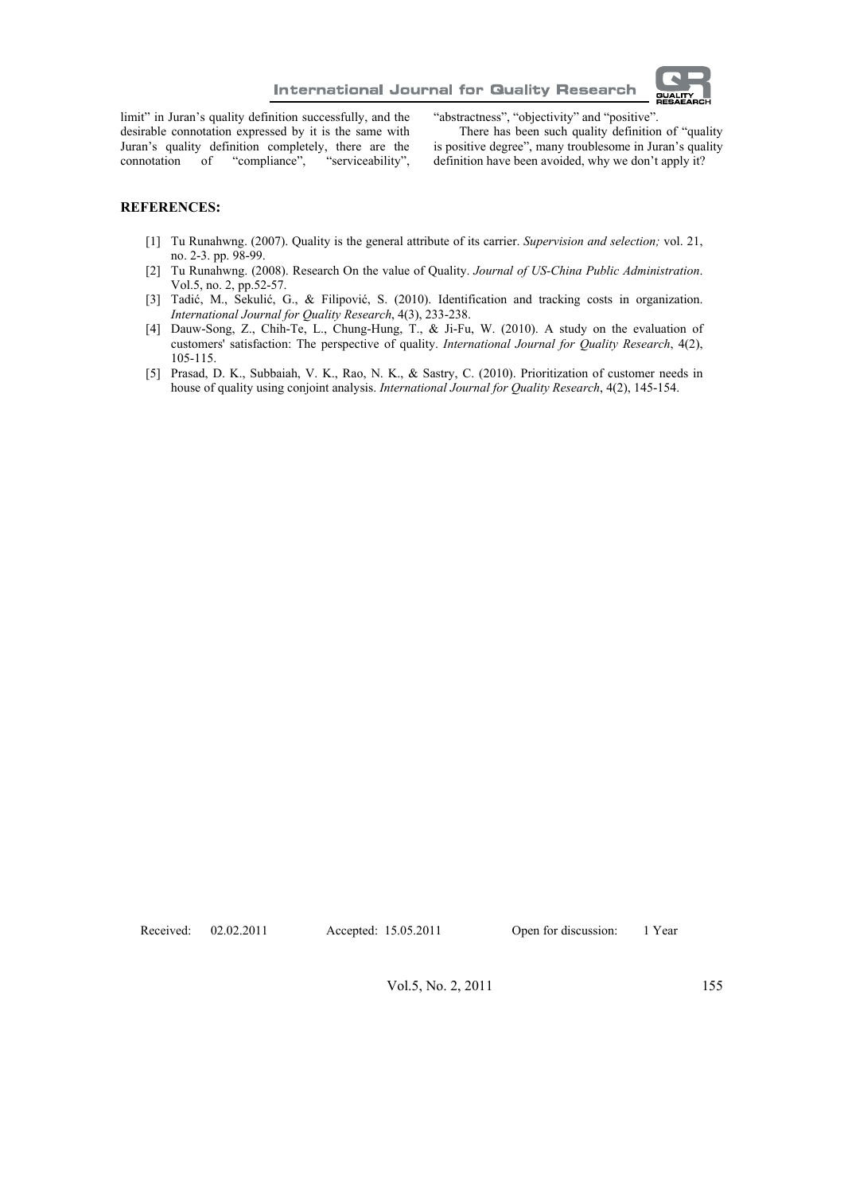limit" in Juran's quality definition successfully, and the desirable connotation expressed by it is the same with Juran's quality definition completely, there are the connotation of "compliance", "serviceability", "abstractness", "objectivity" and "positive".

There has been such quality definition of "quality is positive degree", many troublesome in Juran's quality definition have been avoided, why we don't apply it?

## REFERENCES:

[1] Tu Runahwng. (2007). Quality is the general attribute of its carrier. *Supervision and selection;* vol. 21, no. 2-3. pp. 98-99.

[2] Tu Runahwng. (2008). Research On the value of Quality. *Journal of US-China Public Administration*. Vol.5, no. 2, pp.52-57.

[3] Tadić, M., Sekulić, G., & Filipović, S. (2010). Identification and tracking costs in organization. *International Journal for Quality Research*, 4(3), 233-238.

[4] Dauw-Song, Z., Chih-Te, L., Chung-Hung, T., & Ji-Fu, W. (2010). A study on the evaluation of customers' satisfaction: The perspective of quality. *International Journal for Quality Research*, 4(2), 105-115.

[5] Prasad, D. K., Subbaiah, V. K., Rao, N. K., & Sastry, C. (2010). Prioritization of customer needs in house of quality using conjoint analysis. *International Journal for Quality Research*, 4(2), 145-154.

Received: 02.02.2011 Accepted: 15.05.2011 Open for discussion: 1 Year